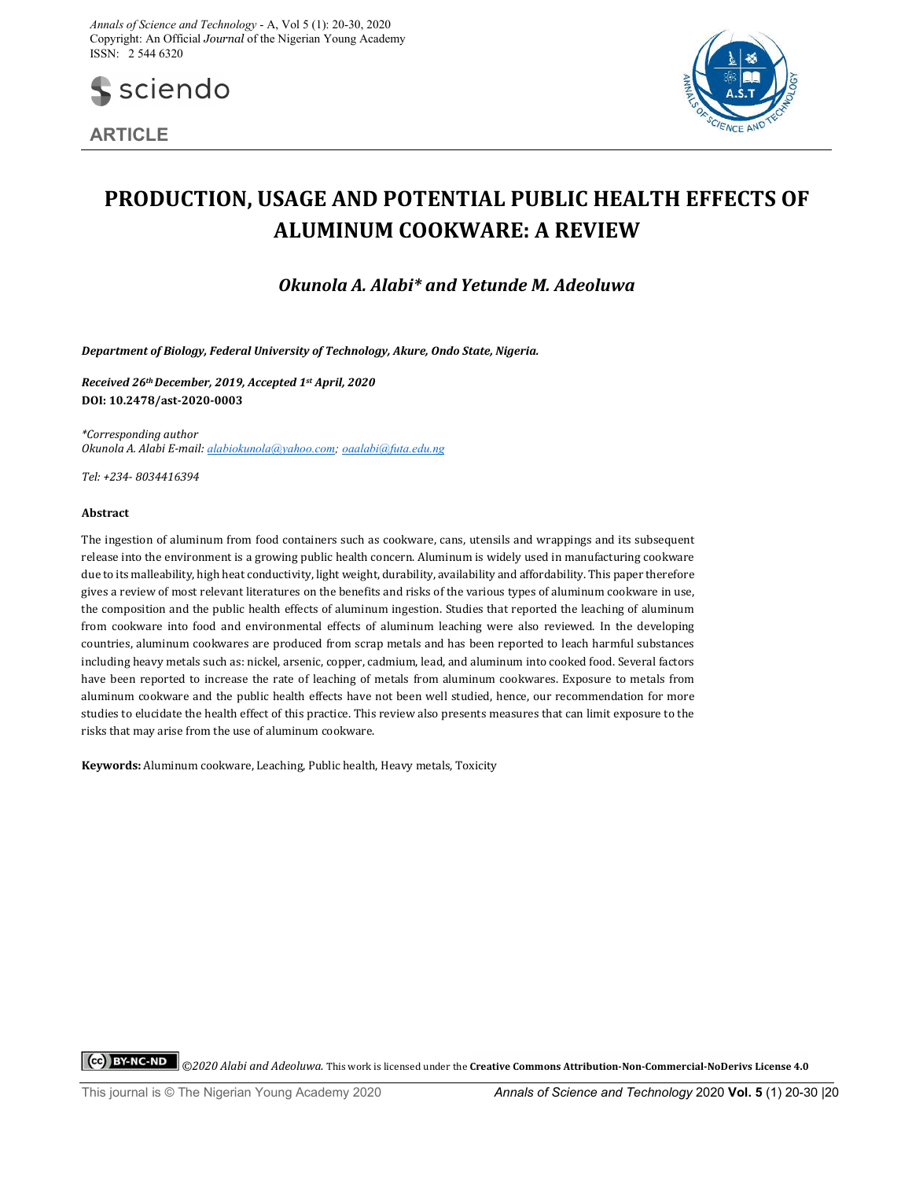**ARTICLE**

# PRODUCTION, USAGE AND POTENTIAL PUBLIC HEALTH EFFECTS OF ALUMINUM COOKWARE: A REVIEW

***Okunola A. Alabi\* and Yetunde M. Adeoluwa***

*Department of Biology, Federal University of Technology, Akure, Ondo State, Nigeria.*

*Received 26th December, 2019, Accepted 1st April, 2020*
**DOI: 10.2478/ast-2020-0003**

*\*Corresponding author*
*Okunola A. Alabi E-mail: alabiokunola@yahoo.com; oaalabi@futa.edu.ng*

*Tel: +234- 8034416394*

**Abstract**

The ingestion of aluminum from food containers such as cookware, cans, utensils and wrappings and its subsequent release into the environment is a growing public health concern. Aluminum is widely used in manufacturing cookware due to its malleability, high heat conductivity, light weight, durability, availability and affordability. This paper therefore gives a review of most relevant literatures on the benefits and risks of the various types of aluminum cookware in use, the composition and the public health effects of aluminum ingestion. Studies that reported the leaching of aluminum from cookware into food and environmental effects of aluminum leaching were also reviewed. In the developing countries, aluminum cookwares are produced from scrap metals and has been reported to leach harmful substances including heavy metals such as: nickel, arsenic, copper, cadmium, lead, and aluminum into cooked food. Several factors have been reported to increase the rate of leaching of metals from aluminum cookwares. Exposure to metals from aluminum cookware and the public health effects have not been well studied, hence, our recommendation for more studies to elucidate the health effect of this practice. This review also presents measures that can limit exposure to the risks that may arise from the use of aluminum cookware.

**Keywords:** Aluminum cookware, Leaching, Public health, Heavy metals, Toxicity

*©2020 Alabi and Adeoluwa.* This work is licensed under the **Creative Commons Attribution-Non-Commercial-NoDerivs License 4.0**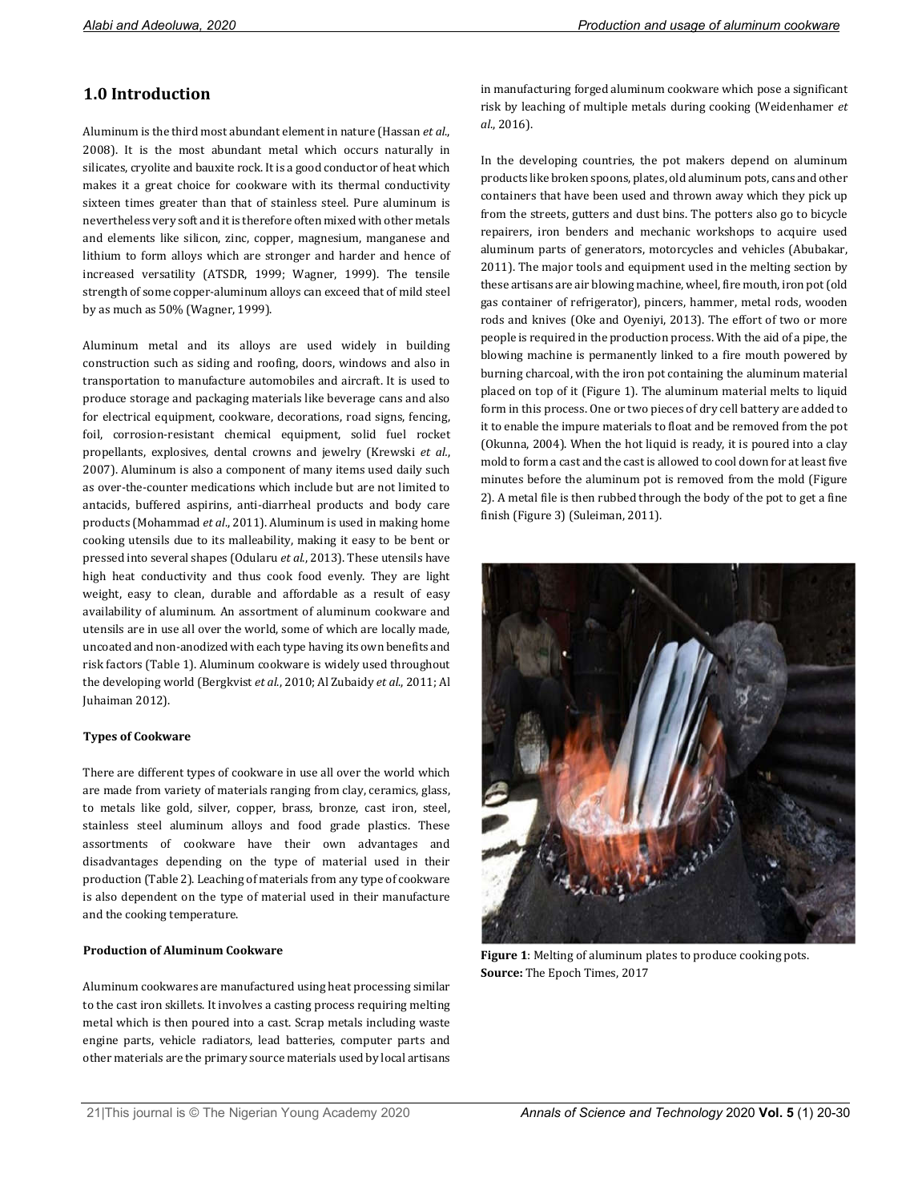## 1.0 Introduction

Aluminum is the third most abundant element in nature (Hassan *et al*., 2008). It is the most abundant metal which occurs naturally in silicates, cryolite and bauxite rock. It is a good conductor of heat which makes it a great choice for cookware with its thermal conductivity sixteen times greater than that of stainless steel. Pure aluminum is nevertheless very soft and it is therefore often mixed with other metals and elements like silicon, zinc, copper, magnesium, manganese and lithium to form alloys which are stronger and harder and hence of increased versatility (ATSDR, 1999; Wagner, 1999). The tensile strength of some copper-aluminum alloys can exceed that of mild steel by as much as 50% (Wagner, 1999).

Aluminum metal and its alloys are used widely in building construction such as siding and roofing, doors, windows and also in transportation to manufacture automobiles and aircraft. It is used to produce storage and packaging materials like beverage cans and also for electrical equipment, cookware, decorations, road signs, fencing, foil, corrosion-resistant chemical equipment, solid fuel rocket propellants, explosives, dental crowns and jewelry (Krewski *et al*., 2007). Aluminum is also a component of many items used daily such as over-the-counter medications which include but are not limited to antacids, buffered aspirins, anti-diarrheal products and body care products (Mohammad *et al*., 2011). Aluminum is used in making home cooking utensils due to its malleability, making it easy to be bent or pressed into several shapes (Odularu *et al*., 2013). These utensils have high heat conductivity and thus cook food evenly. They are light weight, easy to clean, durable and affordable as a result of easy availability of aluminum. An assortment of aluminum cookware and utensils are in use all over the world, some of which are locally made, uncoated and non-anodized with each type having its own benefits and risk factors (Table 1). Aluminum cookware is widely used throughout the developing world (Bergkvist *et al*., 2010; Al Zubaidy *et al*., 2011; Al Juhaiman 2012).

**Types of Cookware**

There are different types of cookware in use all over the world which are made from variety of materials ranging from clay, ceramics, glass, to metals like gold, silver, copper, brass, bronze, cast iron, steel, stainless steel aluminum alloys and food grade plastics. These assortments of cookware have their own advantages and disadvantages depending on the type of material used in their production (Table 2). Leaching of materials from any type of cookware is also dependent on the type of material used in their manufacture and the cooking temperature.

**Production of Aluminum Cookware**

Aluminum cookwares are manufactured using heat processing similar to the cast iron skillets. It involves a casting process requiring melting metal which is then poured into a cast. Scrap metals including waste engine parts, vehicle radiators, lead batteries, computer parts and other materials are the primary source materials used by local artisans in manufacturing forged aluminum cookware which pose a significant risk by leaching of multiple metals during cooking (Weidenhamer *et al*., 2016).

In the developing countries, the pot makers depend on aluminum products like broken spoons, plates, old aluminum pots, cans and other containers that have been used and thrown away which they pick up from the streets, gutters and dust bins. The potters also go to bicycle repairers, iron benders and mechanic workshops to acquire used aluminum parts of generators, motorcycles and vehicles (Abubakar, 2011). The major tools and equipment used in the melting section by these artisans are air blowing machine, wheel, fire mouth, iron pot (old gas container of refrigerator), pincers, hammer, metal rods, wooden rods and knives (Oke and Oyeniyi, 2013). The effort of two or more people is required in the production process. With the aid of a pipe, the blowing machine is permanently linked to a fire mouth powered by burning charcoal, with the iron pot containing the aluminum material placed on top of it (Figure 1). The aluminum material melts to liquid form in this process. One or two pieces of dry cell battery are added to it to enable the impure materials to float and be removed from the pot (Okunna, 2004). When the hot liquid is ready, it is poured into a clay mold to form a cast and the cast is allowed to cool down for at least five minutes before the aluminum pot is removed from the mold (Figure 2). A metal file is then rubbed through the body of the pot to get a fine finish (Figure 3) (Suleiman, 2011).

**Figure 1**: Melting of aluminum plates to produce cooking pots.
**Source:** The Epoch Times, 2017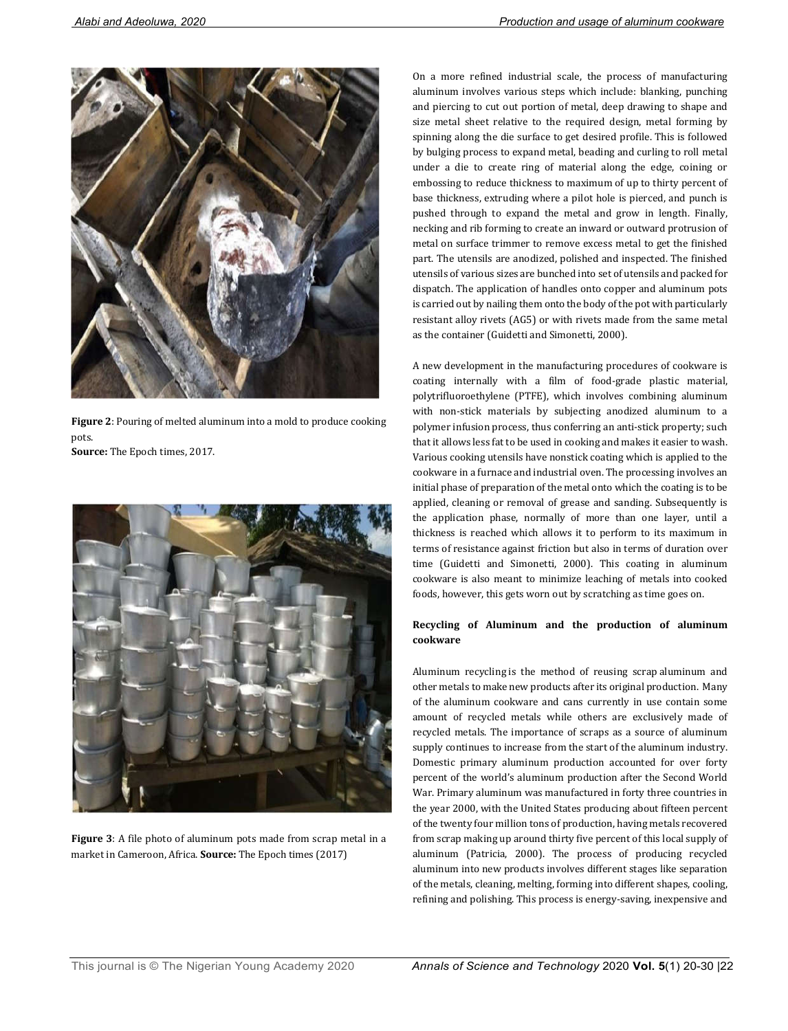**Figure 2**: Pouring of melted aluminum into a mold to produce cooking pots.
**Source:** The Epoch times, 2017.

**Figure 3**: A file photo of aluminum pots made from scrap metal in a market in Cameroon, Africa. **Source:** The Epoch times (2017)

On a more refined industrial scale, the process of manufacturing aluminum involves various steps which include: blanking, punching and piercing to cut out portion of metal, deep drawing to shape and size metal sheet relative to the required design, metal forming by spinning along the die surface to get desired profile. This is followed by bulging process to expand metal, beading and curling to roll metal under a die to create ring of material along the edge, coining or embossing to reduce thickness to maximum of up to thirty percent of base thickness, extruding where a pilot hole is pierced, and punch is pushed through to expand the metal and grow in length. Finally, necking and rib forming to create an inward or outward protrusion of metal on surface trimmer to remove excess metal to get the finished part. The utensils are anodized, polished and inspected. The finished utensils of various sizes are bunched into set of utensils and packed for dispatch. The application of handles onto copper and aluminum pots is carried out by nailing them onto the body of the pot with particularly resistant alloy rivets (AG5) or with rivets made from the same metal as the container (Guidetti and Simonetti, 2000).

A new development in the manufacturing procedures of cookware is coating internally with a film of food-grade plastic material, polytrifluoroethylene (PTFE), which involves combining aluminum with non-stick materials by subjecting anodized aluminum to a polymer infusion process, thus conferring an anti-stick property; such that it allows less fat to be used in cooking and makes it easier to wash. Various cooking utensils have nonstick coating which is applied to the cookware in a furnace and industrial oven. The processing involves an initial phase of preparation of the metal onto which the coating is to be applied, cleaning or removal of grease and sanding. Subsequently is the application phase, normally of more than one layer, until a thickness is reached which allows it to perform to its maximum in terms of resistance against friction but also in terms of duration over time (Guidetti and Simonetti, 2000). This coating in aluminum cookware is also meant to minimize leaching of metals into cooked foods, however, this gets worn out by scratching as time goes on.

**Recycling of Aluminum and the production of aluminum cookware**

Aluminum recycling is the method of reusing scrap aluminum and other metals to make new products after its original production. Many of the aluminum cookware and cans currently in use contain some amount of recycled metals while others are exclusively made of recycled metals. The importance of scraps as a source of aluminum supply continues to increase from the start of the aluminum industry. Domestic primary aluminum production accounted for over forty percent of the world's aluminum production after the Second World War. Primary aluminum was manufactured in forty three countries in the year 2000, with the United States producing about fifteen percent of the twenty four million tons of production, having metals recovered from scrap making up around thirty five percent of this local supply of aluminum (Patricia, 2000). The process of producing recycled aluminum into new products involves different stages like separation of the metals, cleaning, melting, forming into different shapes, cooling, refining and polishing. This process is energy-saving, inexpensive and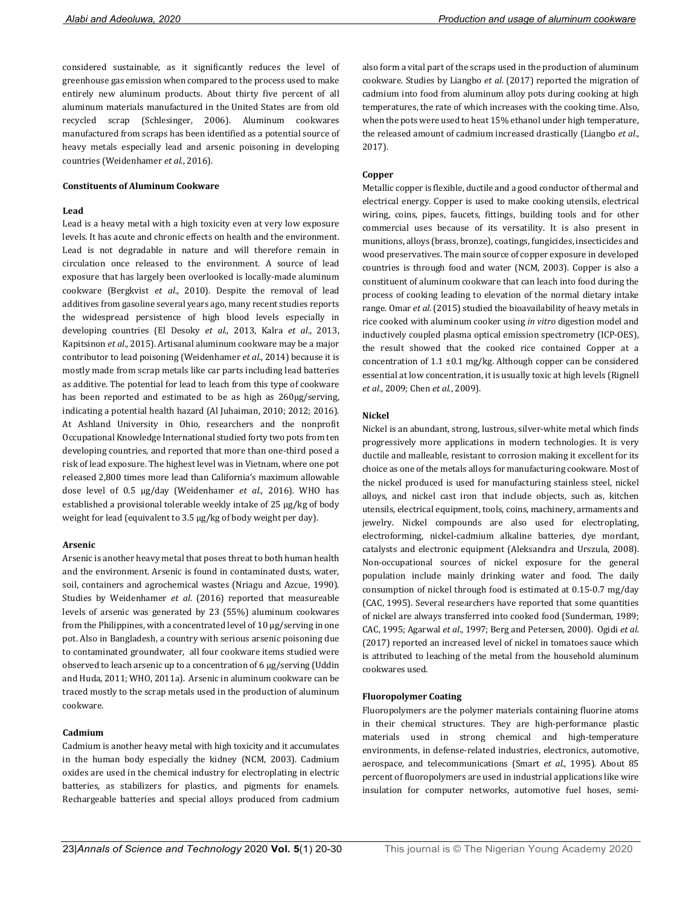considered sustainable, as it significantly reduces the level of greenhouse gas emission when compared to the process used to make entirely new aluminum products. About thirty five percent of all aluminum materials manufactured in the United States are from old recycled scrap (Schlesinger, 2006). Aluminum cookwares manufactured from scraps has been identified as a potential source of heavy metals especially lead and arsenic poisoning in developing countries (Weidenhamer *et al.*, 2016).

### Constituents of Aluminum Cookware

#### Lead

Lead is a heavy metal with a high toxicity even at very low exposure levels. It has acute and chronic effects on health and the environment. Lead is not degradable in nature and will therefore remain in circulation once released to the environment. A source of lead exposure that has largely been overlooked is locally-made aluminum cookware (Bergkvist *et al*., 2010). Despite the removal of lead additives from gasoline several years ago, many recent studies reports the widespread persistence of high blood levels especially in developing countries (El Desoky *et al*., 2013, Kalra *et al*., 2013, Kapitsinon *et al*., 2015). Artisanal aluminum cookware may be a major contributor to lead poisoning (Weidenhamer *et al*., 2014) because it is mostly made from scrap metals like car parts including lead batteries as additive. The potential for lead to leach from this type of cookware has been reported and estimated to be as high as 260µg/serving, indicating a potential health hazard (Al Juhaiman, 2010; 2012; 2016). At Ashland University in Ohio, researchers and the nonprofit Occupational Knowledge International studied forty two pots from ten developing countries, and reported that more than one-third posed a risk of lead exposure. The highest level was in Vietnam, where one pot released 2,800 times more lead than California's maximum allowable dose level of 0.5 µg/day (Weidenhamer *et al*., 2016). WHO has established a provisional tolerable weekly intake of 25 µg/kg of body weight for lead (equivalent to 3.5 µg/kg of body weight per day).

#### Arsenic

Arsenic is another heavy metal that poses threat to both human health and the environment. Arsenic is found in contaminated dusts, water, soil, containers and agrochemical wastes (Nriagu and Azcue, 1990). Studies by Weidenhamer *et al*. (2016) reported that measureable levels of arsenic was generated by 23 (55%) aluminum cookwares from the Philippines, with a concentrated level of 10 µg/serving in one pot. Also in Bangladesh, a country with serious arsenic poisoning due to contaminated groundwater, all four cookware items studied were observed to leach arsenic up to a concentration of 6 µg/serving (Uddin and Huda, 2011; WHO, 2011a). Arsenic in aluminum cookware can be traced mostly to the scrap metals used in the production of aluminum cookware.

#### Cadmium

Cadmium is another heavy metal with high toxicity and it accumulates in the human body especially the kidney (NCM, 2003). Cadmium oxides are used in the chemical industry for electroplating in electric batteries, as stabilizers for plastics, and pigments for enamels. Rechargeable batteries and special alloys produced from cadmium also form a vital part of the scraps used in the production of aluminum cookware. Studies by Liangbo *et al*. (2017) reported the migration of cadmium into food from aluminum alloy pots during cooking at high temperatures, the rate of which increases with the cooking time. Also, when the pots were used to heat 15% ethanol under high temperature, the released amount of cadmium increased drastically (Liangbo *et al*., 2017).

#### Copper

Metallic copper is flexible, ductile and a good conductor of thermal and electrical energy. Copper is used to make cooking utensils, electrical wiring, coins, pipes, faucets, fittings, building tools and for other commercial uses because of its versatility. It is also present in munitions, alloys (brass, bronze), coatings, fungicides, insecticides and wood preservatives. The main source of copper exposure in developed countries is through food and water (NCM, 2003). Copper is also a constituent of aluminum cookware that can leach into food during the process of cooking leading to elevation of the normal dietary intake range. Omar *et al*. (2015) studied the bioavailability of heavy metals in rice cooked with aluminum cooker using *in vitro* digestion model and inductively coupled plasma optical emission spectrometry (ICP-OES), the result showed that the cooked rice contained Copper at a concentration of 1.1 ±0.1 mg/kg. Although copper can be considered essential at low concentration, it is usually toxic at high levels (Rignell *et al*., 2009; Chen *et al*., 2009).

#### Nickel

Nickel is an abundant, strong, lustrous, silver-white metal which finds progressively more applications in modern technologies. It is very ductile and malleable, resistant to corrosion making it excellent for its choice as one of the metals alloys for manufacturing cookware. Most of the nickel produced is used for manufacturing stainless steel, nickel alloys, and nickel cast iron that include objects, such as, kitchen utensils, electrical equipment, tools, coins, machinery, armaments and jewelry. Nickel compounds are also used for electroplating, electroforming, nickel-cadmium alkaline batteries, dye mordant, catalysts and electronic equipment (Aleksandra and Urszula, 2008). Non-occupational sources of nickel exposure for the general population include mainly drinking water and food. The daily consumption of nickel through food is estimated at 0.15-0.7 mg/day (CAC, 1995). Several researchers have reported that some quantities of nickel are always transferred into cooked food (Sunderman, 1989; CAC, 1995; Agarwal *et al*., 1997; Berg and Petersen, 2000). Ogidi *et al*. (2017) reported an increased level of nickel in tomatoes sauce which is attributed to leaching of the metal from the household aluminum cookwares used.

#### Fluoropolymer Coating

Fluoropolymers are the polymer materials containing fluorine atoms in their chemical structures. They are high-performance plastic materials used in strong chemical and high-temperature environments, in defense-related industries, electronics, automotive, aerospace, and telecommunications (Smart *et al*., 1995). About 85 percent of fluoropolymers are used in industrial applications like wire insulation for computer networks, automotive fuel hoses, semi-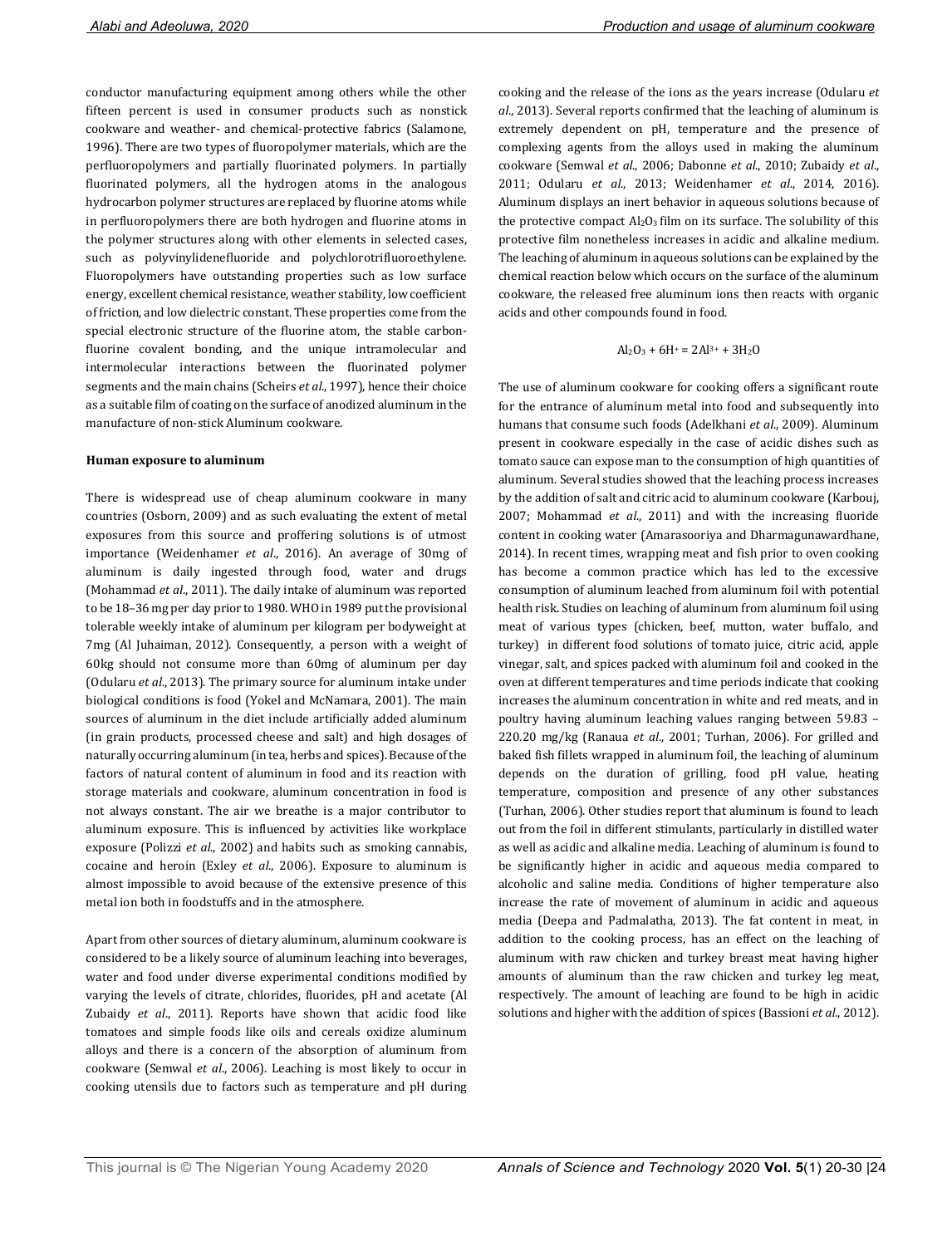conductor manufacturing equipment among others while the other fifteen percent is used in consumer products such as nonstick cookware and weather- and chemical-protective fabrics (Salamone, 1996). There are two types of fluoropolymer materials, which are the perfluoropolymers and partially fluorinated polymers. In partially fluorinated polymers, all the hydrogen atoms in the analogous hydrocarbon polymer structures are replaced by fluorine atoms while in perfluoropolymers there are both hydrogen and fluorine atoms in the polymer structures along with other elements in selected cases, such as polyvinylidenefluoride and polychlorotrifluoroethylene. Fluoropolymers have outstanding properties such as low surface energy, excellent chemical resistance, weather stability, low coefficient of friction, and low dielectric constant. These properties come from the special electronic structure of the fluorine atom, the stable carbon-fluorine covalent bonding, and the unique intramolecular and intermolecular interactions between the fluorinated polymer segments and the main chains (Scheirs *et al*., 1997), hence their choice as a suitable film of coating on the surface of anodized aluminum in the manufacture of non-stick Aluminum cookware.

**Human exposure to aluminum**

There is widespread use of cheap aluminum cookware in many countries (Osborn, 2009) and as such evaluating the extent of metal exposures from this source and proffering solutions is of utmost importance (Weidenhamer *et al*., 2016). An average of 30mg of aluminum is daily ingested through food, water and drugs (Mohammad *et al*., 2011). The daily intake of aluminum was reported to be 18–36 mg per day prior to 1980. WHO in 1989 put the provisional tolerable weekly intake of aluminum per kilogram per bodyweight at 7mg (Al Juhaiman, 2012). Consequently, a person with a weight of 60kg should not consume more than 60mg of aluminum per day (Odularu *et al*., 2013). The primary source for aluminum intake under biological conditions is food (Yokel and McNamara, 2001). The main sources of aluminum in the diet include artificially added aluminum (in grain products, processed cheese and salt) and high dosages of naturally occurring aluminum (in tea, herbs and spices). Because of the factors of natural content of aluminum in food and its reaction with storage materials and cookware, aluminum concentration in food is not always constant. The air we breathe is a major contributor to aluminum exposure. This is influenced by activities like workplace exposure (Polizzi *et al*., 2002) and habits such as smoking cannabis, cocaine and heroin (Exley *et al*., 2006). Exposure to aluminum is almost impossible to avoid because of the extensive presence of this metal ion both in foodstuffs and in the atmosphere.

Apart from other sources of dietary aluminum, aluminum cookware is considered to be a likely source of aluminum leaching into beverages, water and food under diverse experimental conditions modified by varying the levels of citrate, chlorides, fluorides, pH and acetate (Al Zubaidy *et al*., 2011). Reports have shown that acidic food like tomatoes and simple foods like oils and cereals oxidize aluminum alloys and there is a concern of the absorption of aluminum from cookware (Semwal *et al*., 2006). Leaching is most likely to occur in cooking utensils due to factors such as temperature and pH during cooking and the release of the ions as the years increase (Odularu *et al*., 2013). Several reports confirmed that the leaching of aluminum is extremely dependent on pH, temperature and the presence of complexing agents from the alloys used in making the aluminum cookware (Semwal *et al*., 2006; Dabonne *et al*., 2010; Zubaidy *et al*., 2011; Odularu *et al*., 2013; Weidenhamer *et al*., 2014, 2016). Aluminum displays an inert behavior in aqueous solutions because of the protective compact $Al_2O_3$ film on its surface. The solubility of this protective film nonetheless increases in acidic and alkaline medium. The leaching of aluminum in aqueous solutions can be explained by the chemical reaction below which occurs on the surface of the aluminum cookware, the released free aluminum ions then reacts with organic acids and other compounds found in food.

$$Al_2O_3 + 6H^+ = 2Al^{3+} + 3H_2O$$

The use of aluminum cookware for cooking offers a significant route for the entrance of aluminum metal into food and subsequently into humans that consume such foods (Adelkhani *et al*., 2009). Aluminum present in cookware especially in the case of acidic dishes such as tomato sauce can expose man to the consumption of high quantities of aluminum. Several studies showed that the leaching process increases by the addition of salt and citric acid to aluminum cookware (Karbouj, 2007; Mohammad *et al*., 2011) and with the increasing fluoride content in cooking water (Amarasooriya and Dharmagunawardhane, 2014). In recent times, wrapping meat and fish prior to oven cooking has become a common practice which has led to the excessive consumption of aluminum leached from aluminum foil with potential health risk. Studies on leaching of aluminum from aluminum foil using meat of various types (chicken, beef, mutton, water buffalo, and turkey) in different food solutions of tomato juice, citric acid, apple vinegar, salt, and spices packed with aluminum foil and cooked in the oven at different temperatures and time periods indicate that cooking increases the aluminum concentration in white and red meats, and in poultry having aluminum leaching values ranging between 59.83 – 220.20 mg/kg (Ranaua *et al*., 2001; Turhan, 2006). For grilled and baked fish fillets wrapped in aluminum foil, the leaching of aluminum depends on the duration of grilling, food pH value, heating temperature, composition and presence of any other substances (Turhan, 2006). Other studies report that aluminum is found to leach out from the foil in different stimulants, particularly in distilled water as well as acidic and alkaline media. Leaching of aluminum is found to be significantly higher in acidic and aqueous media compared to alcoholic and saline media. Conditions of higher temperature also increase the rate of movement of aluminum in acidic and aqueous media (Deepa and Padmalatha, 2013). The fat content in meat, in addition to the cooking process, has an effect on the leaching of aluminum with raw chicken and turkey breast meat having higher amounts of aluminum than the raw chicken and turkey leg meat, respectively. The amount of leaching are found to be high in acidic solutions and higher with the addition of spices (Bassioni *et al*., 2012).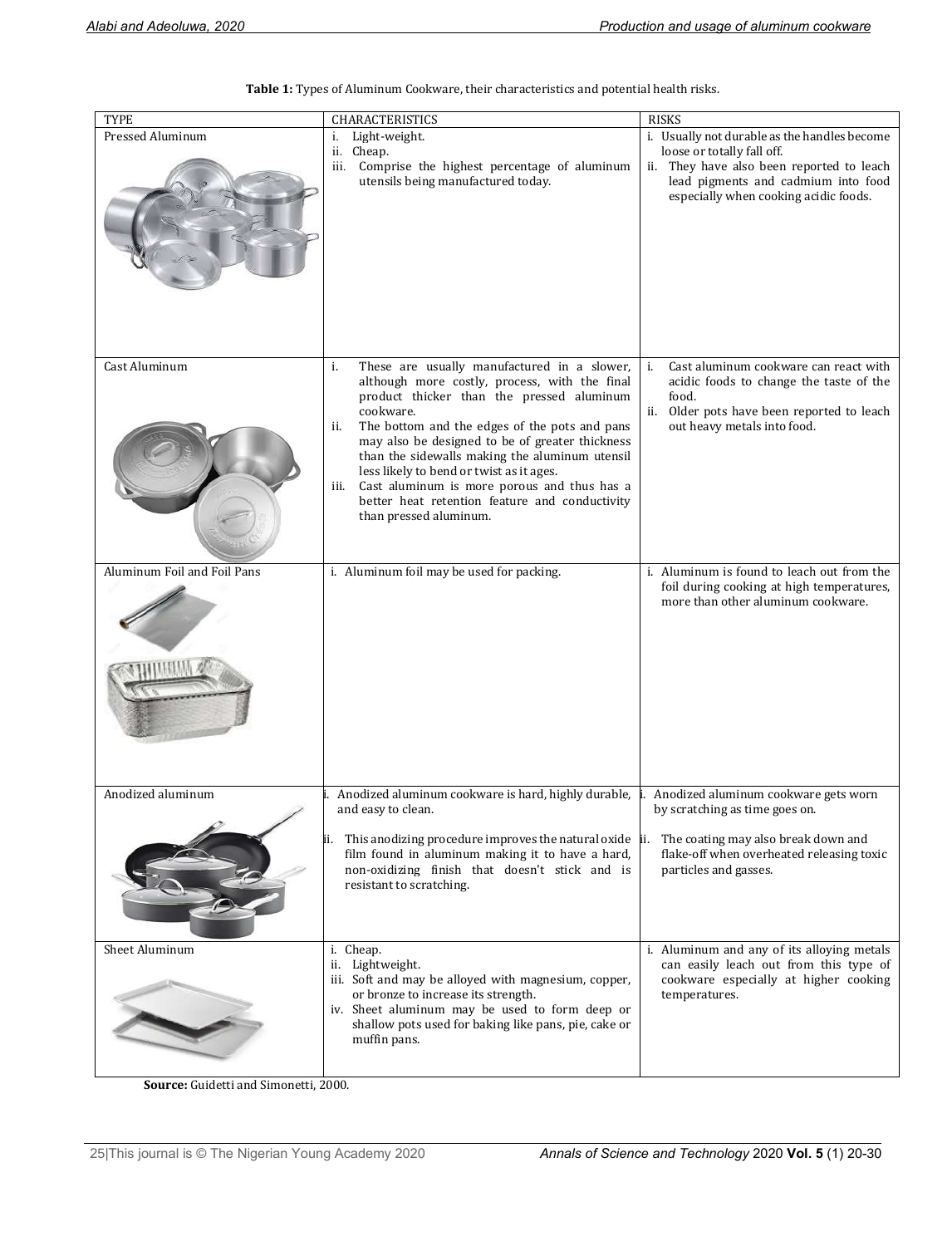**Table 1:** Types of Aluminum Cookware, their characteristics and potential health risks.

| TYPE | CHARACTERISTICS | RISKS |
|---|---|---|
| Pressed Aluminum | i. Light-weight.<br>ii. Cheap.<br>iii. Comprise the highest percentage of aluminum utensils being manufactured today. | i. Usually not durable as the handles become loose or totally fall off.<br>ii. They have also been reported to leach lead pigments and cadmium into food especially when cooking acidic foods. |
| Cast Aluminum | i. These are usually manufactured in a slower, although more costly, process, with the final product thicker than the pressed aluminum cookware.<br>ii. The bottom and the edges of the pots and pans may also be designed to be of greater thickness than the sidewalls making the aluminum utensil less likely to bend or twist as it ages.<br>iii. Cast aluminum is more porous and thus has a better heat retention feature and conductivity than pressed aluminum. | i. Cast aluminum cookware can react with acidic foods to change the taste of the food.<br>ii. Older pots have been reported to leach out heavy metals into food. |
| Aluminum Foil and Foil Pans | i. Aluminum foil may be used for packing. | i. Aluminum is found to leach out from the foil during cooking at high temperatures, more than other aluminum cookware. |
| Anodized aluminum | i. Anodized aluminum cookware is hard, highly durable, and easy to clean.<br>ii. This anodizing procedure improves the natural oxide film found in aluminum making it to have a hard, non-oxidizing finish that doesn't stick and is resistant to scratching. | i. Anodized aluminum cookware gets worn by scratching as time goes on.<br>ii. The coating may also break down and flake-off when overheated releasing toxic particles and gasses. |
| Sheet Aluminum | i. Cheap.<br>ii. Lightweight.<br>iii. Soft and may be alloyed with magnesium, copper, or bronze to increase its strength.<br>iv. Sheet aluminum may be used to form deep or shallow pots used for baking like pans, pie, cake or muffin pans. | i. Aluminum and any of its alloying metals can easily leach out from this type of cookware especially at higher cooking temperatures. |

**Source:** Guidetti and Simonetti, 2000.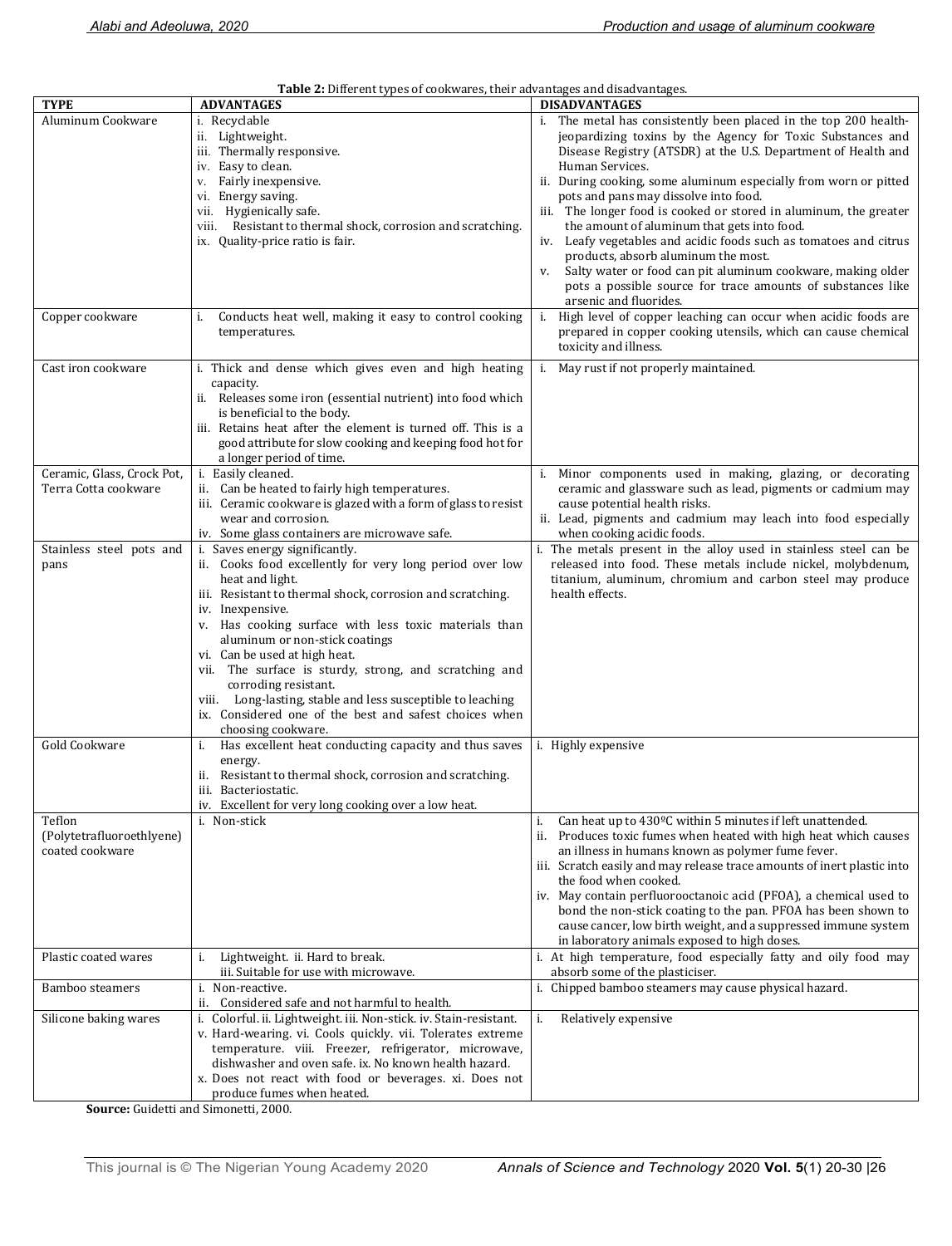**Table 2:** Different types of cookwares, their advantages and disadvantages.

| TYPE | ADVANTAGES | DISADVANTAGES |
|---|---|---|
| Aluminum Cookware | i. Recyclable<br>ii. Lightweight.<br>iii. Thermally responsive.<br>iv. Easy to clean.<br>v. Fairly inexpensive.<br>vi. Energy saving.<br>vii. Hygienically safe.<br>viii. Resistant to thermal shock, corrosion and scratching.<br>ix. Quality-price ratio is fair. | i. The metal has consistently been placed in the top 200 health-jeopardizing toxins by the Agency for Toxic Substances and Disease Registry (ATSDR) at the U.S. Department of Health and Human Services.<br>ii. During cooking, some aluminum especially from worn or pitted pots and pans may dissolve into food.<br>iii. The longer food is cooked or stored in aluminum, the greater the amount of aluminum that gets into food.<br>iv. Leafy vegetables and acidic foods such as tomatoes and citrus products, absorb aluminum the most.<br>v. Salty water or food can pit aluminum cookware, making older pots a possible source for trace amounts of substances like arsenic and fluorides. |
| Copper cookware | i. Conducts heat well, making it easy to control cooking temperatures. | i. High level of copper leaching can occur when acidic foods are prepared in copper cooking utensils, which can cause chemical toxicity and illness. |
| Cast iron cookware | i. Thick and dense which gives even and high heating capacity.<br>ii. Releases some iron (essential nutrient) into food which is beneficial to the body.<br>iii. Retains heat after the element is turned off. This is a good attribute for slow cooking and keeping food hot for a longer period of time. | i. May rust if not properly maintained. |
| Ceramic, Glass, Crock Pot, Terra Cotta cookware | i. Easily cleaned.<br>ii. Can be heated to fairly high temperatures.<br>iii. Ceramic cookware is glazed with a form of glass to resist wear and corrosion.<br>iv. Some glass containers are microwave safe. | i. Minor components used in making, glazing, or decorating ceramic and glassware such as lead, pigments or cadmium may cause potential health risks.<br>ii. Lead, pigments and cadmium may leach into food especially when cooking acidic foods. |
| Stainless steel pots and pans | i. Saves energy significantly.<br>ii. Cooks food excellently for very long period over low heat and light.<br>iii. Resistant to thermal shock, corrosion and scratching.<br>iv. Inexpensive.<br>v. Has cooking surface with less toxic materials than aluminum or non-stick coatings<br>vi. Can be used at high heat.<br>vii. The surface is sturdy, strong, and scratching and corroding resistant.<br>viii. Long-lasting, stable and less susceptible to leaching<br>ix. Considered one of the best and safest choices when choosing cookware. | i. The metals present in the alloy used in stainless steel can be released into food. These metals include nickel, molybdenum, titanium, aluminum, chromium and carbon steel may produce health effects. |
| Gold Cookware | i. Has excellent heat conducting capacity and thus saves energy.<br>ii. Resistant to thermal shock, corrosion and scratching.<br>iii. Bacteriostatic.<br>iv. Excellent for very long cooking over a low heat. | i. Highly expensive |
| Teflon (Polytetrafluoroethlyene) coated cookware | i. Non-stick | i. Can heat up to 430ºC within 5 minutes if left unattended.<br>ii. Produces toxic fumes when heated with high heat which causes an illness in humans known as polymer fume fever.<br>iii. Scratch easily and may release trace amounts of inert plastic into the food when cooked.<br>iv. May contain perfluorooctanoic acid (PFOA), a chemical used to bond the non-stick coating to the pan. PFOA has been shown to cause cancer, low birth weight, and a suppressed immune system in laboratory animals exposed to high doses. |
| Plastic coated wares | i. Lightweight. ii. Hard to break.<br>iii. Suitable for use with microwave. | i. At high temperature, food especially fatty and oily food may absorb some of the plasticiser. |
| Bamboo steamers | i. Non-reactive.<br>ii. Considered safe and not harmful to health. | i. Chipped bamboo steamers may cause physical hazard. |
| Silicone baking wares | i. Colorful. ii. Lightweight. iii. Non-stick. iv. Stain-resistant.<br>v. Hard-wearing. vi. Cools quickly. vii. Tolerates extreme temperature. viii. Freezer, refrigerator, microwave, dishwasher and oven safe. ix. No known health hazard.<br>x. Does not react with food or beverages. xi. Does not produce fumes when heated. | i. Relatively expensive |

**Source:** Guidetti and Simonetti, 2000.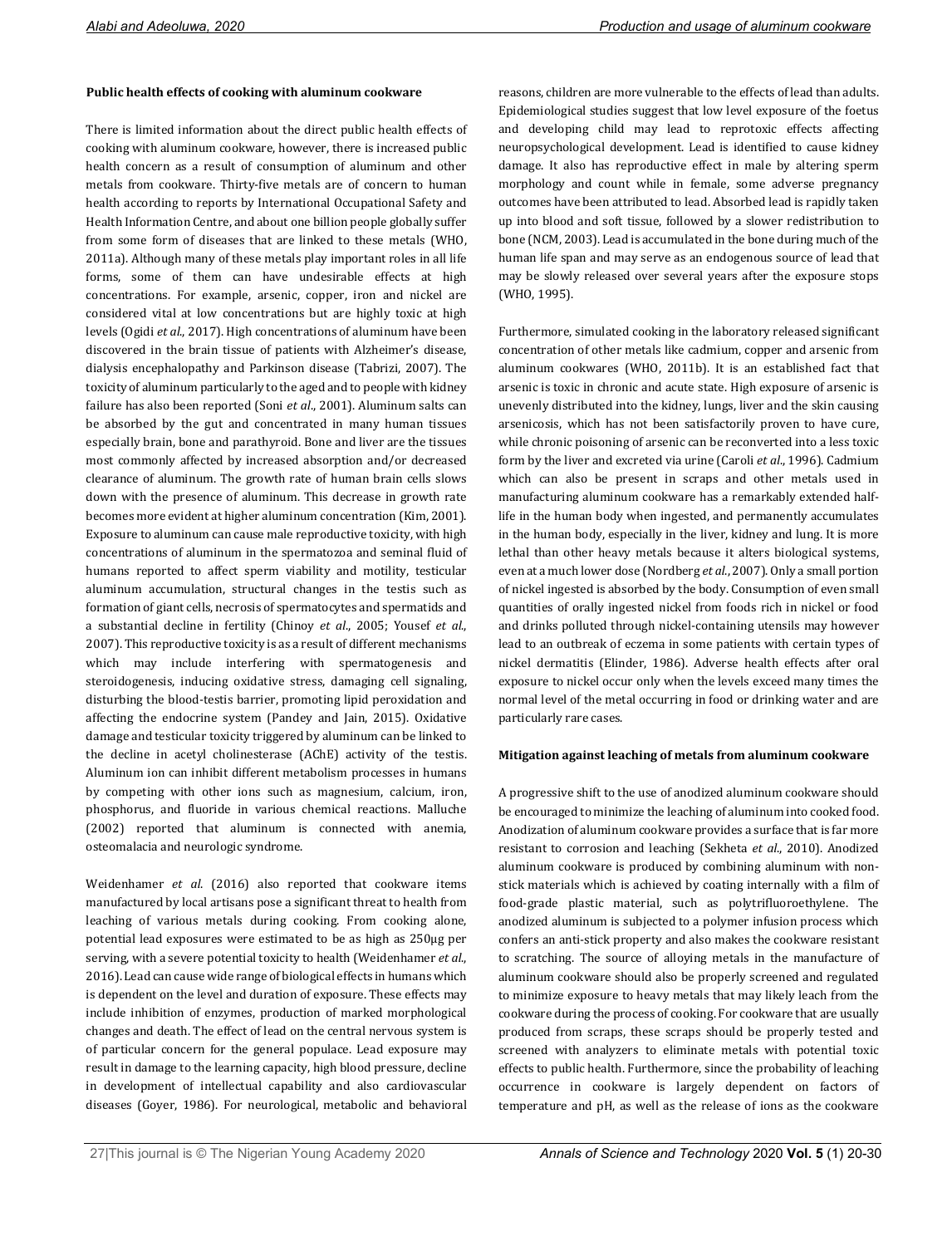**Public health effects of cooking with aluminum cookware**

There is limited information about the direct public health effects of cooking with aluminum cookware, however, there is increased public health concern as a result of consumption of aluminum and other metals from cookware. Thirty-five metals are of concern to human health according to reports by International Occupational Safety and Health Information Centre, and about one billion people globally suffer from some form of diseases that are linked to these metals (WHO, 2011a). Although many of these metals play important roles in all life forms, some of them can have undesirable effects at high concentrations. For example, arsenic, copper, iron and nickel are considered vital at low concentrations but are highly toxic at high levels (Ogidi *et al*., 2017). High concentrations of aluminum have been discovered in the brain tissue of patients with Alzheimer's disease, dialysis encephalopathy and Parkinson disease (Tabrizi, 2007). The toxicity of aluminum particularly to the aged and to people with kidney failure has also been reported (Soni *et al*., 2001). Aluminum salts can be absorbed by the gut and concentrated in many human tissues especially brain, bone and parathyroid. Bone and liver are the tissues most commonly affected by increased absorption and/or decreased clearance of aluminum. The growth rate of human brain cells slows down with the presence of aluminum. This decrease in growth rate becomes more evident at higher aluminum concentration (Kim, 2001). Exposure to aluminum can cause male reproductive toxicity, with high concentrations of aluminum in the spermatozoa and seminal fluid of humans reported to affect sperm viability and motility, testicular aluminum accumulation, structural changes in the testis such as formation of giant cells, necrosis of spermatocytes and spermatids and a substantial decline in fertility (Chinoy *et al*., 2005; Yousef *et al*., 2007). This reproductive toxicity is as a result of different mechanisms which may include interfering with spermatogenesis and steroidogenesis, inducing oxidative stress, damaging cell signaling, disturbing the blood-testis barrier, promoting lipid peroxidation and affecting the endocrine system (Pandey and Jain, 2015). Oxidative damage and testicular toxicity triggered by aluminum can be linked to the decline in acetyl cholinesterase (AChE) activity of the testis. Aluminum ion can inhibit different metabolism processes in humans by competing with other ions such as magnesium, calcium, iron, phosphorus, and fluoride in various chemical reactions. Malluche (2002) reported that aluminum is connected with anemia, osteomalacia and neurologic syndrome.

Weidenhamer *et al*. (2016) also reported that cookware items manufactured by local artisans pose a significant threat to health from leaching of various metals during cooking. From cooking alone, potential lead exposures were estimated to be as high as 250µg per serving, with a severe potential toxicity to health (Weidenhamer *et al*., 2016). Lead can cause wide range of biological effects in humans which is dependent on the level and duration of exposure. These effects may include inhibition of enzymes, production of marked morphological changes and death. The effect of lead on the central nervous system is of particular concern for the general populace. Lead exposure may result in damage to the learning capacity, high blood pressure, decline in development of intellectual capability and also cardiovascular diseases (Goyer, 1986). For neurological, metabolic and behavioral reasons, children are more vulnerable to the effects of lead than adults. Epidemiological studies suggest that low level exposure of the foetus and developing child may lead to reprotoxic effects affecting neuropsychological development. Lead is identified to cause kidney damage. It also has reproductive effect in male by altering sperm morphology and count while in female, some adverse pregnancy outcomes have been attributed to lead. Absorbed lead is rapidly taken up into blood and soft tissue, followed by a slower redistribution to bone (NCM, 2003). Lead is accumulated in the bone during much of the human life span and may serve as an endogenous source of lead that may be slowly released over several years after the exposure stops (WHO, 1995).

Furthermore, simulated cooking in the laboratory released significant concentration of other metals like cadmium, copper and arsenic from aluminum cookwares (WHO, 2011b). It is an established fact that arsenic is toxic in chronic and acute state. High exposure of arsenic is unevenly distributed into the kidney, lungs, liver and the skin causing arsenicosis, which has not been satisfactorily proven to have cure, while chronic poisoning of arsenic can be reconverted into a less toxic form by the liver and excreted via urine (Caroli *et al*., 1996). Cadmium which can also be present in scraps and other metals used in manufacturing aluminum cookware has a remarkably extended half-life in the human body when ingested, and permanently accumulates in the human body, especially in the liver, kidney and lung. It is more lethal than other heavy metals because it alters biological systems, even at a much lower dose (Nordberg *et al*., 2007). Only a small portion of nickel ingested is absorbed by the body. Consumption of even small quantities of orally ingested nickel from foods rich in nickel or food and drinks polluted through nickel-containing utensils may however lead to an outbreak of eczema in some patients with certain types of nickel dermatitis (Elinder, 1986). Adverse health effects after oral exposure to nickel occur only when the levels exceed many times the normal level of the metal occurring in food or drinking water and are particularly rare cases.

**Mitigation against leaching of metals from aluminum cookware**

A progressive shift to the use of anodized aluminum cookware should be encouraged to minimize the leaching of aluminum into cooked food. Anodization of aluminum cookware provides a surface that is far more resistant to corrosion and leaching (Sekheta *et al*., 2010). Anodized aluminum cookware is produced by combining aluminum with non-stick materials which is achieved by coating internally with a film of food-grade plastic material, such as polytrifluoroethylene. The anodized aluminum is subjected to a polymer infusion process which confers an anti-stick property and also makes the cookware resistant to scratching. The source of alloying metals in the manufacture of aluminum cookware should also be properly screened and regulated to minimize exposure to heavy metals that may likely leach from the cookware during the process of cooking. For cookware that are usually produced from scraps, these scraps should be properly tested and screened with analyzers to eliminate metals with potential toxic effects to public health. Furthermore, since the probability of leaching occurrence in cookware is largely dependent on factors of temperature and pH, as well as the release of ions as the cookware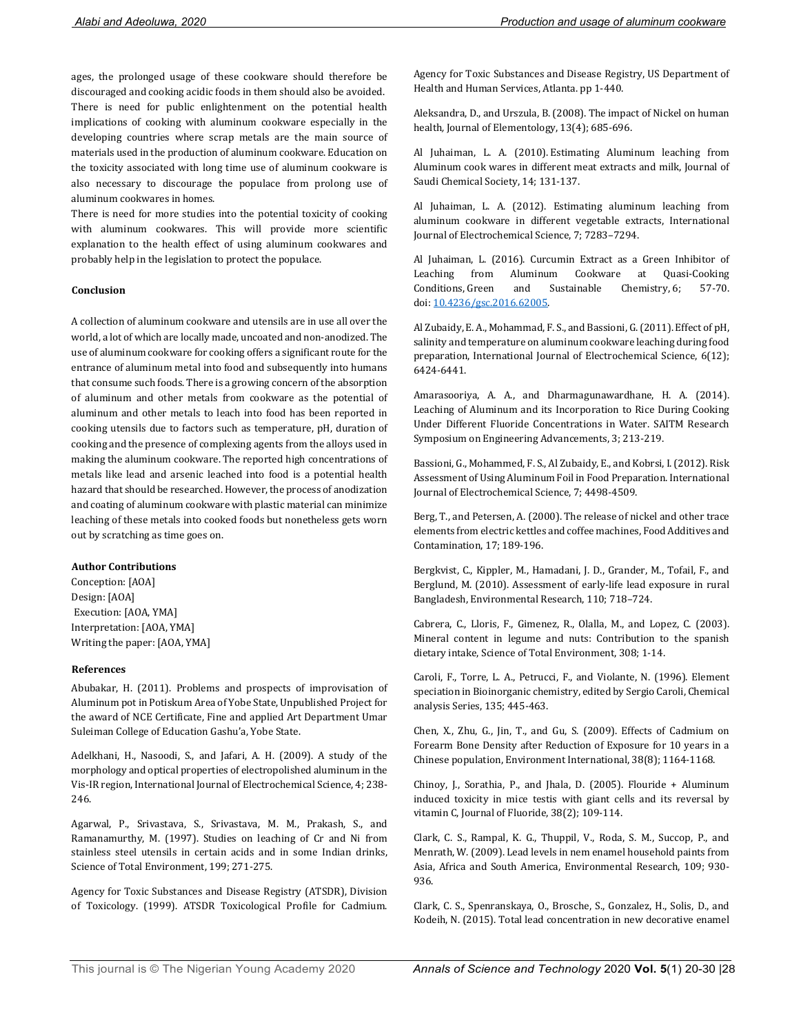ages, the prolonged usage of these cookware should therefore be discouraged and cooking acidic foods in them should also be avoided.

There is need for public enlightenment on the potential health implications of cooking with aluminum cookware especially in the developing countries where scrap metals are the main source of materials used in the production of aluminum cookware. Education on the toxicity associated with long time use of aluminum cookware is also necessary to discourage the populace from prolong use of aluminum cookwares in homes.

There is need for more studies into the potential toxicity of cooking with aluminum cookwares. This will provide more scientific explanation to the health effect of using aluminum cookwares and probably help in the legislation to protect the populace.

### Conclusion

A collection of aluminum cookware and utensils are in use all over the world, a lot of which are locally made, uncoated and non-anodized. The use of aluminum cookware for cooking offers a significant route for the entrance of aluminum metal into food and subsequently into humans that consume such foods. There is a growing concern of the absorption of aluminum and other metals from cookware as the potential of aluminum and other metals to leach into food has been reported in cooking utensils due to factors such as temperature, pH, duration of cooking and the presence of complexing agents from the alloys used in making the aluminum cookware. The reported high concentrations of metals like lead and arsenic leached into food is a potential health hazard that should be researched. However, the process of anodization and coating of aluminum cookware with plastic material can minimize leaching of these metals into cooked foods but nonetheless gets worn out by scratching as time goes on.

### Author Contributions

Conception: [AOA]
Design: [AOA]
Execution: [AOA, YMA]
Interpretation: [AOA, YMA]
Writing the paper: [AOA, YMA]

### References

Abubakar, H. (2011). Problems and prospects of improvisation of Aluminum pot in Potiskum Area of Yobe State, Unpublished Project for the award of NCE Certificate, Fine and applied Art Department Umar Suleiman College of Education Gashu'a, Yobe State.

Adelkhani, H., Nasoodi, S., and Jafari, A. H. (2009). A study of the morphology and optical properties of electropolished aluminum in the Vis-IR region, International Journal of Electrochemical Science, 4; 238-246.

Agarwal, P., Srivastava, S., Srivastava, M. M., Prakash, S., and Ramanamurthy, M. (1997). Studies on leaching of Cr and Ni from stainless steel utensils in certain acids and in some Indian drinks, Science of Total Environment, 199; 271-275.

Agency for Toxic Substances and Disease Registry (ATSDR), Division of Toxicology. (1999). ATSDR Toxicological Profile for Cadmium. Agency for Toxic Substances and Disease Registry, US Department of Health and Human Services, Atlanta. pp 1-440.

Aleksandra, D., and Urszula, B. (2008). The impact of Nickel on human health, Journal of Elementology, 13(4); 685-696.

Al Juhaiman, L. A. (2010). Estimating Aluminum leaching from Aluminum cook wares in different meat extracts and milk, Journal of Saudi Chemical Society, 14; 131-137.

Al Juhaiman, L. A. (2012). Estimating aluminum leaching from aluminum cookware in different vegetable extracts, International Journal of Electrochemical Science, 7; 7283–7294.

Al Juhaiman, L. (2016). Curcumin Extract as a Green Inhibitor of Leaching from Aluminum Cookware at Quasi-Cooking Conditions, Green and Sustainable Chemistry, 6; 57-70. doi: 10.4236/gsc.2016.62005.

Al Zubaidy, E. A., Mohammad, F. S., and Bassioni, G. (2011). Effect of pH, salinity and temperature on aluminum cookware leaching during food preparation, International Journal of Electrochemical Science, 6(12); 6424-6441.

Amarasooriya, A. A., and Dharmagunawardhane, H. A. (2014). Leaching of Aluminum and its Incorporation to Rice During Cooking Under Different Fluoride Concentrations in Water. SAITM Research Symposium on Engineering Advancements, 3; 213-219.

Bassioni, G., Mohammed, F. S., Al Zubaidy, E., and Kobrsi, I. (2012). Risk Assessment of Using Aluminum Foil in Food Preparation. International Journal of Electrochemical Science, 7; 4498-4509.

Berg, T., and Petersen, A. (2000). The release of nickel and other trace elements from electric kettles and coffee machines, Food Additives and Contamination, 17; 189-196.

Bergkvist, C., Kippler, M., Hamadani, J. D., Grander, M., Tofail, F., and Berglund, M. (2010). Assessment of early-life lead exposure in rural Bangladesh, Environmental Research, 110; 718–724.

Cabrera, C., Lloris, F., Gimenez, R., Olalla, M., and Lopez, C. (2003). Mineral content in legume and nuts: Contribution to the spanish dietary intake, Science of Total Environment, 308; 1-14.

Caroli, F., Torre, L. A., Petrucci, F., and Violante, N. (1996). Element speciation in Bioinorganic chemistry, edited by Sergio Caroli, Chemical analysis Series, 135; 445-463.

Chen, X., Zhu, G., Jin, T., and Gu, S. (2009). Effects of Cadmium on Forearm Bone Density after Reduction of Exposure for 10 years in a Chinese population, Environment International, 38(8); 1164-1168.

Chinoy, J., Sorathia, P., and Jhala, D. (2005). Flouride + Aluminum induced toxicity in mice testis with giant cells and its reversal by vitamin C, Journal of Fluoride, 38(2); 109-114.

Clark, C. S., Rampal, K. G., Thuppil, V., Roda, S. M., Succop, P., and Menrath, W. (2009). Lead levels in nem enamel household paints from Asia, Africa and South America, Environmental Research, 109; 930-936.

Clark, C. S., Spenranskaya, O., Brosche, S., Gonzalez, H., Solis, D., and Kodeih, N. (2015). Total lead concentration in new decorative enamel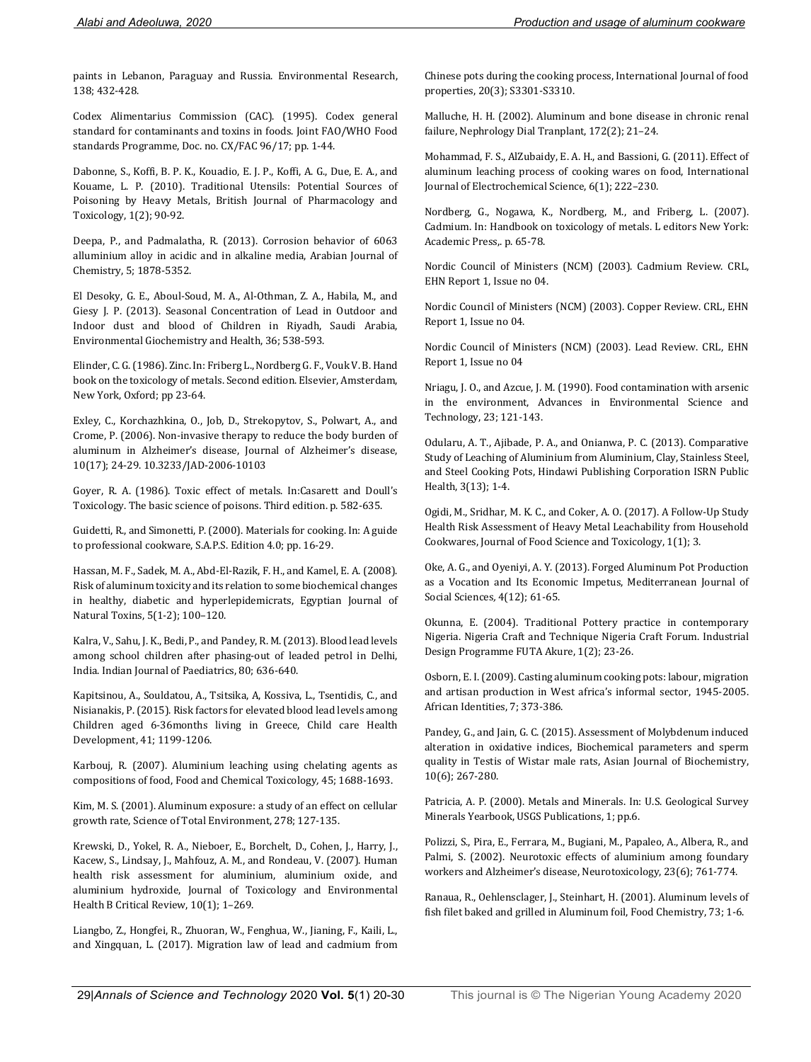paints in Lebanon, Paraguay and Russia. Environmental Research, 138; 432-428.

Codex Alimentarius Commission (CAC). (1995). Codex general standard for contaminants and toxins in foods. Joint FAO/WHO Food standards Programme, Doc. no. CX/FAC 96/17; pp. 1-44.

Dabonne, S., Koffi, B. P. K., Kouadio, E. J. P., Koffi, A. G., Due, E. A., and Kouame, L. P. (2010). Traditional Utensils: Potential Sources of Poisoning by Heavy Metals, British Journal of Pharmacology and Toxicology, 1(2); 90-92.

Deepa, P., and Padmalatha, R. (2013). Corrosion behavior of 6063 alluminium alloy in acidic and in alkaline media, Arabian Journal of Chemistry, 5; 1878-5352.

El Desoky, G. E., Aboul-Soud, M. A., Al-Othman, Z. A., Habila, M., and Giesy J. P. (2013). Seasonal Concentration of Lead in Outdoor and Indoor dust and blood of Children in Riyadh, Saudi Arabia, Environmental Giochemistry and Health, 36; 538-593.

Elinder, C. G. (1986). Zinc. In: Friberg L., Nordberg G. F., Vouk V. B. Hand book on the toxicology of metals. Second edition. Elsevier, Amsterdam, New York, Oxford; pp 23-64.

Exley, C., Korchazhkina, O., Job, D., Strekopytov, S., Polwart, A., and Crome, P. (2006). Non-invasive therapy to reduce the body burden of aluminum in Alzheimer's disease, Journal of Alzheimer's disease, 10(17); 24-29. 10.3233/JAD-2006-10103

Goyer, R. A. (1986). Toxic effect of metals. In:Casarett and Doull's Toxicology. The basic science of poisons. Third edition. p. 582-635.

Guidetti, R., and Simonetti, P. (2000). Materials for cooking. In: A guide to professional cookware, S.A.P.S. Edition 4.0; pp. 16-29.

Hassan, M. F., Sadek, M. A., Abd-El-Razik, F. H., and Kamel, E. A. (2008). Risk of aluminum toxicity and its relation to some biochemical changes in healthy, diabetic and hyperlipidemicrats, Egyptian Journal of Natural Toxins, 5(1-2); 100–120.

Kalra, V., Sahu, J. K., Bedi, P., and Pandey, R. M. (2013). Blood lead levels among school children after phasing-out of leaded petrol in Delhi, India. Indian Journal of Paediatrics, 80; 636-640.

Kapitsinou, A., Souldatou, A., Tsitsika, A, Kossiva, L., Tsentidis, C., and Nisianakis, P. (2015). Risk factors for elevated blood lead levels among Children aged 6-36months living in Greece, Child care Health Development, 41; 1199-1206.

Karbouj, R. (2007). Aluminium leaching using chelating agents as compositions of food, Food and Chemical Toxicology, 45; 1688-1693.

Kim, M. S. (2001). Aluminum exposure: a study of an effect on cellular growth rate, Science of Total Environment, 278; 127-135.

Krewski, D., Yokel, R. A., Nieboer, E., Borchelt, D., Cohen, J., Harry, J., Kacew, S., Lindsay, J., Mahfouz, A. M., and Rondeau, V. (2007). Human health risk assessment for aluminium, aluminium oxide, and aluminium hydroxide, Journal of Toxicology and Environmental Health B Critical Review, 10(1); 1–269.

Liangbo, Z., Hongfei, R., Zhuoran, W., Fenghua, W., Jianing, F., Kaili, L., and Xingquan, L. (2017). Migration law of lead and cadmium from Chinese pots during the cooking process, International Journal of food properties, 20(3); S3301-S3310.

Malluche, H. H. (2002). Aluminum and bone disease in chronic renal failure, Nephrology Dial Tranplant, 172(2); 21–24.

Mohammad, F. S., AlZubaidy, E. A. H., and Bassioni, G. (2011). Effect of aluminum leaching process of cooking wares on food, International Journal of Electrochemical Science, 6(1); 222–230.

Nordberg, G., Nogawa, K., Nordberg, M., and Friberg, L. (2007). Cadmium. In: Handbook on toxicology of metals. L editors New York: Academic Press,. p. 65-78.

Nordic Council of Ministers (NCM) (2003). Cadmium Review. CRL, EHN Report 1, Issue no 04.

Nordic Council of Ministers (NCM) (2003). Copper Review. CRL, EHN Report 1, Issue no 04.

Nordic Council of Ministers (NCM) (2003). Lead Review. CRL, EHN Report 1, Issue no 04

Nriagu, J. O., and Azcue, J. M. (1990). Food contamination with arsenic in the environment, Advances in Environmental Science and Technology, 23; 121-143.

Odularu, A. T., Ajibade, P. A., and Onianwa, P. C. (2013). Comparative Study of Leaching of Aluminium from Aluminium, Clay, Stainless Steel, and Steel Cooking Pots, Hindawi Publishing Corporation ISRN Public Health, 3(13); 1-4.

Ogidi, M., Sridhar, M. K. C., and Coker, A. O. (2017). A Follow-Up Study Health Risk Assessment of Heavy Metal Leachability from Household Cookwares, Journal of Food Science and Toxicology, 1(1); 3.

Oke, A. G., and Oyeniyi, A. Y. (2013). Forged Aluminum Pot Production as a Vocation and Its Economic Impetus, Mediterranean Journal of Social Sciences, 4(12); 61-65.

Okunna, E. (2004). Traditional Pottery practice in contemporary Nigeria. Nigeria Craft and Technique Nigeria Craft Forum. Industrial Design Programme FUTA Akure, 1(2); 23-26.

Osborn, E. I. (2009). Casting aluminum cooking pots: labour, migration and artisan production in West africa's informal sector, 1945-2005. African Identities, 7; 373-386.

Pandey, G., and Jain, G. C. (2015). Assessment of Molybdenum induced alteration in oxidative indices, Biochemical parameters and sperm quality in Testis of Wistar male rats, Asian Journal of Biochemistry, 10(6); 267-280.

Patricia, A. P. (2000). Metals and Minerals. In: U.S. Geological Survey Minerals Yearbook, USGS Publications, 1; pp.6.

Polizzi, S., Pira, E., Ferrara, M., Bugiani, M., Papaleo, A., Albera, R., and Palmi, S. (2002). Neurotoxic effects of aluminium among foundary workers and Alzheimer's disease, Neurotoxicology, 23(6); 761-774.

Ranaua, R., Oehlensclager, J., Steinhart, H. (2001). Aluminum levels of fish filet baked and grilled in Aluminum foil, Food Chemistry, 73; 1-6.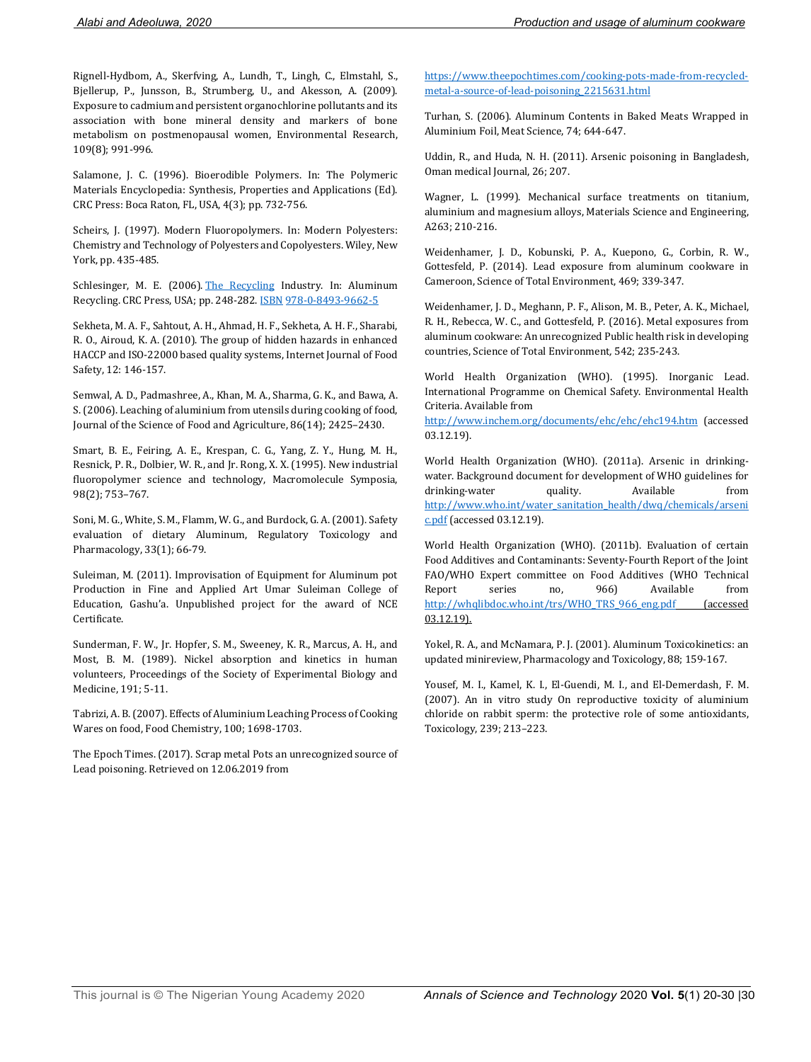Rignell-Hydbom, A., Skerfving, A., Lundh, T., Lingh, C., Elmstahl, S., Bjellerup, P., Junsson, B., Strumberg, U., and Akesson, A. (2009). Exposure to cadmium and persistent organochlorine pollutants and its association with bone mineral density and markers of bone metabolism on postmenopausal women, Environmental Research, 109(8); 991-996.

Salamone, J. C. (1996). Bioerodible Polymers. In: The Polymeric Materials Encyclopedia: Synthesis, Properties and Applications (Ed). CRC Press: Boca Raton, FL, USA, 4(3); pp. 732-756.

Scheirs, J. (1997). Modern Fluoropolymers. In: Modern Polyesters: Chemistry and Technology of Polyesters and Copolyesters. Wiley, New York, pp. 435-485.

Schlesinger, M. E. (2006). The Recycling Industry. In: Aluminum Recycling. CRC Press, USA; pp. 248-282. ISBN 978-0-8493-9662-5

Sekheta, M. A. F., Sahtout, A. H., Ahmad, H. F., Sekheta, A. H. F., Sharabi, R. O., Airoud, K. A. (2010). The group of hidden hazards in enhanced HACCP and ISO-22000 based quality systems, Internet Journal of Food Safety, 12: 146-157.

Semwal, A. D., Padmashree, A., Khan, M. A., Sharma, G. K., and Bawa, A. S. (2006). Leaching of aluminium from utensils during cooking of food, Journal of the Science of Food and Agriculture, 86(14); 2425–2430.

Smart, B. E., Feiring, A. E., Krespan, C. G., Yang, Z. Y., Hung, M. H., Resnick, P. R., Dolbier, W. R., and Jr. Rong, X. X. (1995). New industrial fluoropolymer science and technology, Macromolecule Symposia, 98(2); 753–767.

Soni, M. G., White, S. M., Flamm, W. G., and Burdock, G. A. (2001). Safety evaluation of dietary Aluminum, Regulatory Toxicology and Pharmacology, 33(1); 66-79.

Suleiman, M. (2011). Improvisation of Equipment for Aluminum pot Production in Fine and Applied Art Umar Suleiman College of Education, Gashu'a. Unpublished project for the award of NCE Certificate.

Sunderman, F. W., Jr. Hopfer, S. M., Sweeney, K. R., Marcus, A. H., and Most, B. M. (1989). Nickel absorption and kinetics in human volunteers, Proceedings of the Society of Experimental Biology and Medicine, 191; 5-11.

Tabrizi, A. B. (2007). Effects of Aluminium Leaching Process of Cooking Wares on food, Food Chemistry, 100; 1698-1703.

The Epoch Times. (2017). Scrap metal Pots an unrecognized source of Lead poisoning. Retrieved on 12.06.2019 from https://www.theepochtimes.com/cooking-pots-made-from-recycled-metal-a-source-of-lead-poisoning_2215631.html

Turhan, S. (2006). Aluminum Contents in Baked Meats Wrapped in Aluminium Foil, Meat Science, 74; 644-647.

Uddin, R., and Huda, N. H. (2011). Arsenic poisoning in Bangladesh, Oman medical Journal, 26; 207.

Wagner, L. (1999). Mechanical surface treatments on titanium, aluminium and magnesium alloys, Materials Science and Engineering, A263; 210-216.

Weidenhamer, J. D., Kobunski, P. A., Kuepono, G., Corbin, R. W., Gottesfeld, P. (2014). Lead exposure from aluminum cookware in Cameroon, Science of Total Environment, 469; 339-347.

Weidenhamer, J. D., Meghann, P. F., Alison, M. B., Peter, A. K., Michael, R. H., Rebecca, W. C., and Gottesfeld, P. (2016). Metal exposures from aluminum cookware: An unrecognized Public health risk in developing countries, Science of Total Environment, 542; 235-243.

World Health Organization (WHO). (1995). Inorganic Lead. International Programme on Chemical Safety. Environmental Health Criteria. Available from http://www.inchem.org/documents/ehc/ehc/ehc194.htm (accessed 03.12.19).

World Health Organization (WHO). (2011a). Arsenic in drinking-water. Background document for development of WHO guidelines for drinking-water quality. Available from http://www.who.int/water_sanitation_health/dwq/chemicals/arsenic.pdf (accessed 03.12.19).

World Health Organization (WHO). (2011b). Evaluation of certain Food Additives and Contaminants: Seventy-Fourth Report of the Joint FAO/WHO Expert committee on Food Additives (WHO Technical Report series no, 966) Available from http://whqlibdoc.who.int/trs/WHO_TRS_966_eng.pdf (accessed 03.12.19).

Yokel, R. A., and McNamara, P. J. (2001). Aluminum Toxicokinetics: an updated minireview, Pharmacology and Toxicology, 88; 159-167.

Yousef, M. I., Kamel, K. I., El-Guendi, M. I., and El-Demerdash, F. M. (2007). An in vitro study On reproductive toxicity of aluminium chloride on rabbit sperm: the protective role of some antioxidants, Toxicology, 239; 213–223.